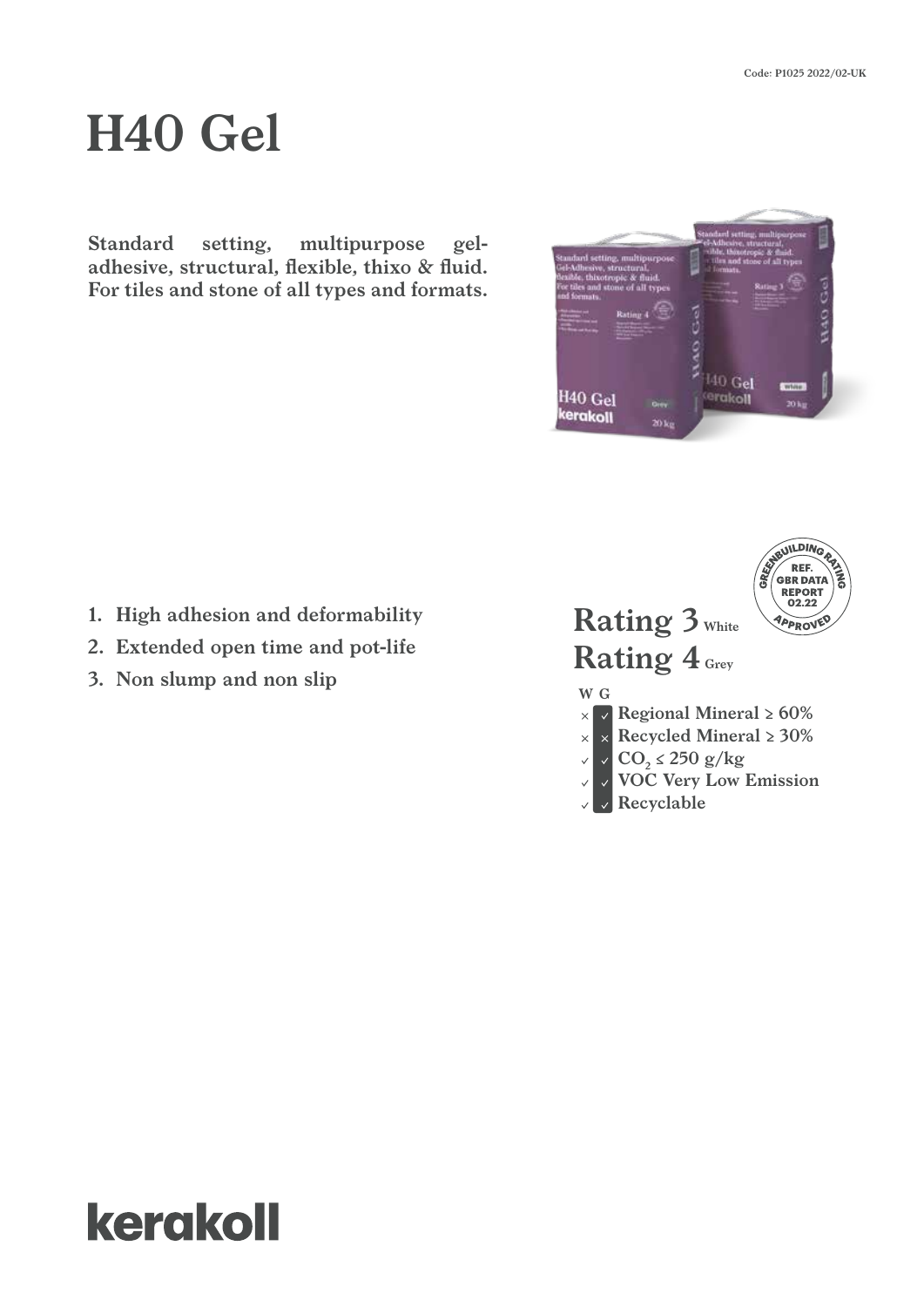Code: P1025 2022/02-UK

# H40 Gel

**Standard setting, multipurpose gel-adhesive, structural, flexible, thixo & fluid. For tiles and stone of all types and formats.**

1. **High adhesion and deformability**
2. **Extended open time and pot-life**
3. **Non slump and non slip**

GREENBUILDING RATING — REF. GBR DATA REPORT 02.22 — APPROVED

## Rating 3 White
## Rating 4 Grey

| W | G | |
|---|---|---|
| × | ✓ | Regional Mineral ≥ 60% |
| × | × | Recycled Mineral ≥ 30% |
| ✓ | ✓ | $CO_2$ ≤ 250 g/kg |
| ✓ | ✓ | VOC Very Low Emission |
| ✓ | ✓ | Recyclable |

kerakoll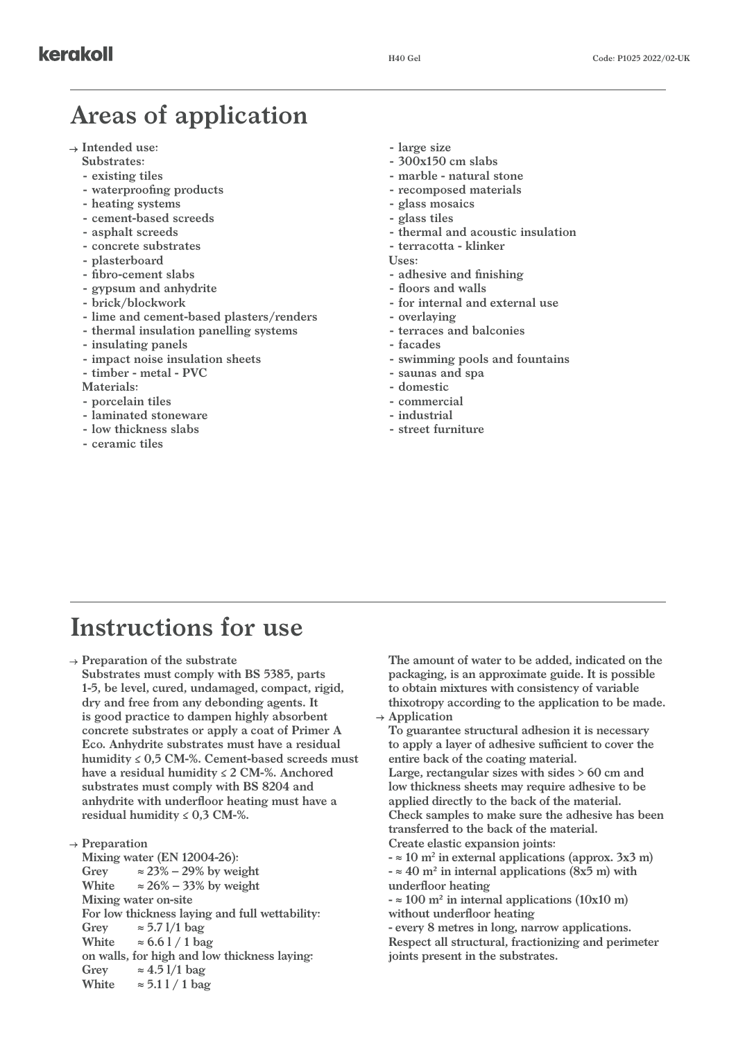# Areas of application

→ **Intended use:**

**Substrates:**
- existing tiles
- waterproofing products
- heating systems
- cement-based screeds
- asphalt screeds
- concrete substrates
- plasterboard
- fibro-cement slabs
- gypsum and anhydrite
- brick/blockwork
- lime and cement-based plasters/renders
- thermal insulation panelling systems
- insulating panels
- impact noise insulation sheets
- timber - metal - PVC

**Materials:**
- porcelain tiles
- laminated stoneware
- low thickness slabs
- ceramic tiles
- large size
- 300x150 cm slabs
- marble - natural stone
- recomposed materials
- glass mosaics
- glass tiles
- thermal and acoustic insulation
- terracotta - klinker

**Uses:**
- adhesive and finishing
- floors and walls
- for internal and external use
- overlaying
- terraces and balconies
- facades
- swimming pools and fountains
- saunas and spa
- domestic
- commercial
- industrial
- street furniture

# Instructions for use

→ **Preparation of the substrate**

Substrates must comply with BS 5385, parts 1-5, be level, cured, undamaged, compact, rigid, dry and free from any debonding agents. It is good practice to dampen highly absorbent concrete substrates or apply a coat of Primer A Eco. Anhydrite substrates must have a residual humidity ≤ 0,5 CM-%. Cement-based screeds must have a residual humidity ≤ 2 CM-%. Anchored substrates must comply with BS 8204 and anhydrite with underfloor heating must have a residual humidity ≤ 0,3 CM-%.

→ **Preparation**

Mixing water (EN 12004-26):

Grey ≈ 23% – 29% by weight
White ≈ 26% – 33% by weight

Mixing water on-site

For low thickness laying and full wettability:

Grey ≈ 5.7 l/1 bag
White ≈ 6.6 l / 1 bag

on walls, for high and low thickness laying:

Grey ≈ 4.5 l/1 bag
White ≈ 5.1 l / 1 bag

The amount of water to be added, indicated on the packaging, is an approximate guide. It is possible to obtain mixtures with consistency of variable thixotropy according to the application to be made.

→ **Application**

To guarantee structural adhesion it is necessary to apply a layer of adhesive sufficient to cover the entire back of the coating material.

Large, rectangular sizes with sides > 60 cm and low thickness sheets may require adhesive to be applied directly to the back of the material.

Check samples to make sure the adhesive has been transferred to the back of the material.

Create elastic expansion joints:
- ≈ 10 m² in external applications (approx. 3x3 m)
- ≈ 40 m² in internal applications (8x5 m) with underfloor heating
- ≈ 100 m² in internal applications (10x10 m) without underfloor heating
- every 8 metres in long, narrow applications.

Respect all structural, fractionizing and perimeter joints present in the substrates.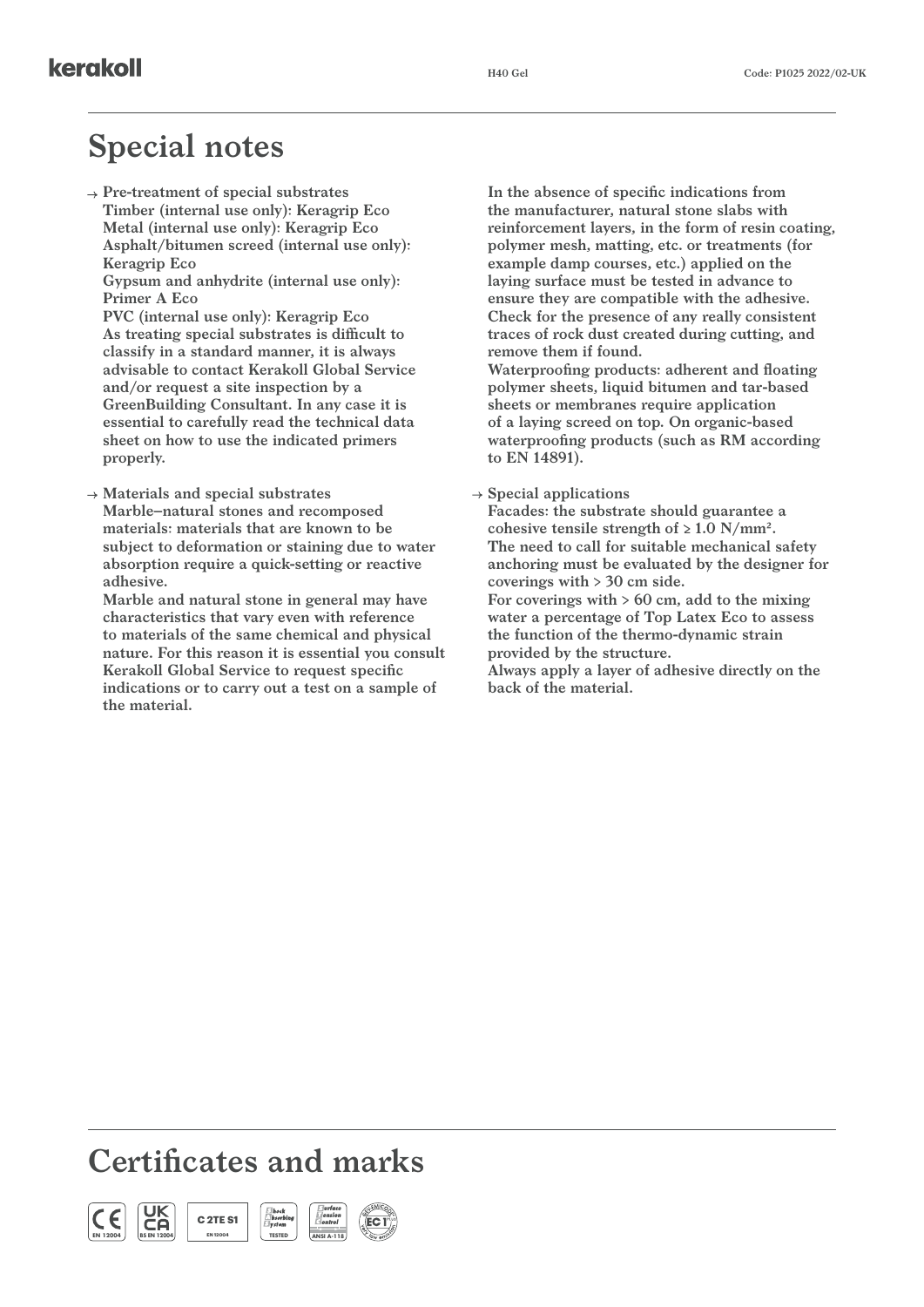# Special notes

→ **Pre-treatment of special substrates**
**Timber (internal use only): Keragrip Eco**
**Metal (internal use only): Keragrip Eco**
**Asphalt/bitumen screed (internal use only): Keragrip Eco**
**Gypsum and anhydrite (internal use only): Primer A Eco**
**PVC (internal use only): Keragrip Eco**
**As treating special substrates is difficult to classify in a standard manner, it is always advisable to contact Kerakoll Global Service and/or request a site inspection by a GreenBuilding Consultant. In any case it is essential to carefully read the technical data sheet on how to use the indicated primers properly.**

→ **Materials and special substrates**
**Marble–natural stones and recomposed materials: materials that are known to be subject to deformation or staining due to water absorption require a quick-setting or reactive adhesive.**
**Marble and natural stone in general may have characteristics that vary even with reference to materials of the same chemical and physical nature. For this reason it is essential you consult Kerakoll Global Service to request specific indications or to carry out a test on a sample of the material.**
**In the absence of specific indications from the manufacturer, natural stone slabs with reinforcement layers, in the form of resin coating, polymer mesh, matting, etc. or treatments (for example damp courses, etc.) applied on the laying surface must be tested in advance to ensure they are compatible with the adhesive. Check for the presence of any really consistent traces of rock dust created during cutting, and remove them if found.**
**Waterproofing products: adherent and floating polymer sheets, liquid bitumen and tar-based sheets or membranes require application of a laying screed on top. On organic-based waterproofing products (such as RM according to EN 14891).**

→ **Special applications**
**Facades: the substrate should guarantee a cohesive tensile strength of ≥ 1.0 N/mm².**
**The need to call for suitable mechanical safety anchoring must be evaluated by the designer for coverings with > 30 cm side.**
**For coverings with > 60 cm, add to the mixing water a percentage of Top Latex Eco to assess the function of the thermo-dynamic strain provided by the structure.**
**Always apply a layer of adhesive directly on the back of the material.**

# Certificates and marks

CE EN 12004 | UKCA BS EN 12004 | C 2TE S1 EN 12004 | Shock Absorbing System TESTED | Surface Tension Control ANSI A-118 | EC1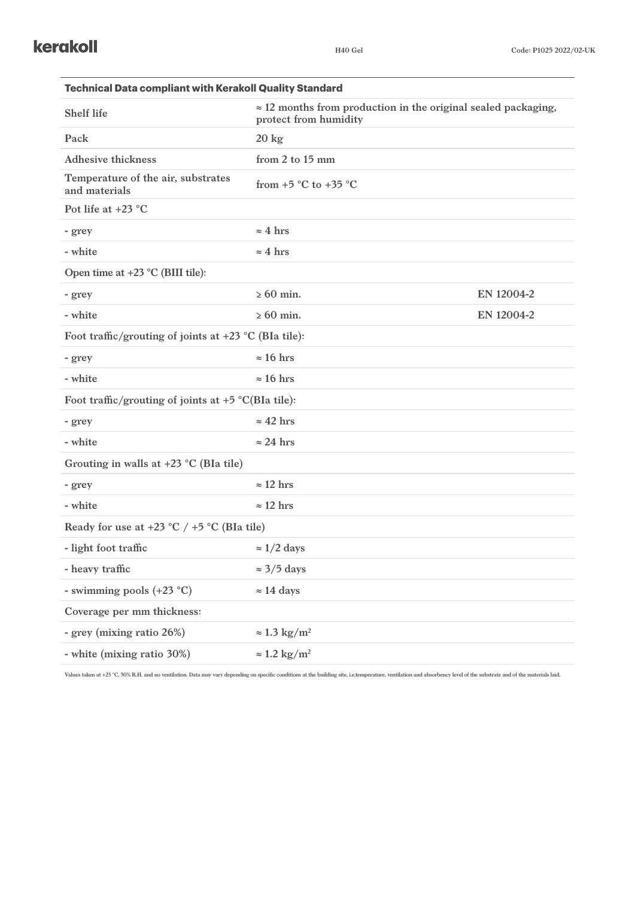| Technical Data compliant with Kerakoll Quality Standard | | |
|---|---|---|
| Shelf life | ≈ 12 months from production in the original sealed packaging, protect from humidity | |
| Pack | 20 kg | |
| Adhesive thickness | from 2 to 15 mm | |
| Temperature of the air, substrates and materials | from +5 °C to +35 °C | |
| Pot life at +23 °C | | |
| - grey | ≈ 4 hrs | |
| - white | ≈ 4 hrs | |
| Open time at +23 °C (BIII tile): | | |
| - grey | ≥ 60 min. | EN 12004-2 |
| - white | ≥ 60 min. | EN 12004-2 |
| Foot traffic/grouting of joints at +23 °C (BIa tile): | | |
| - grey | ≈ 16 hrs | |
| - white | ≈ 16 hrs | |
| Foot traffic/grouting of joints at +5 °C(BIa tile): | | |
| - grey | ≈ 42 hrs | |
| - white | ≈ 24 hrs | |
| Grouting in walls at +23 °C (BIa tile) | | |
| - grey | ≈ 12 hrs | |
| - white | ≈ 12 hrs | |
| Ready for use at +23 °C / +5 °C (BIa tile) | | |
| - light foot traffic | ≈ 1/2 days | |
| - heavy traffic | ≈ 3/5 days | |
| - swimming pools (+23 °C) | ≈ 14 days | |
| Coverage per mm thickness: | | |
| - grey (mixing ratio 26%) | ≈ 1.3 kg/m² | |
| - white (mixing ratio 30%) | ≈ 1.2 kg/m² | |

Values taken at +23 °C, 50% R.H. and no ventilation. Data may vary depending on specific conditions at the building site, i.e.temperature, ventilation and absorbency level of the substrate and of the materials laid.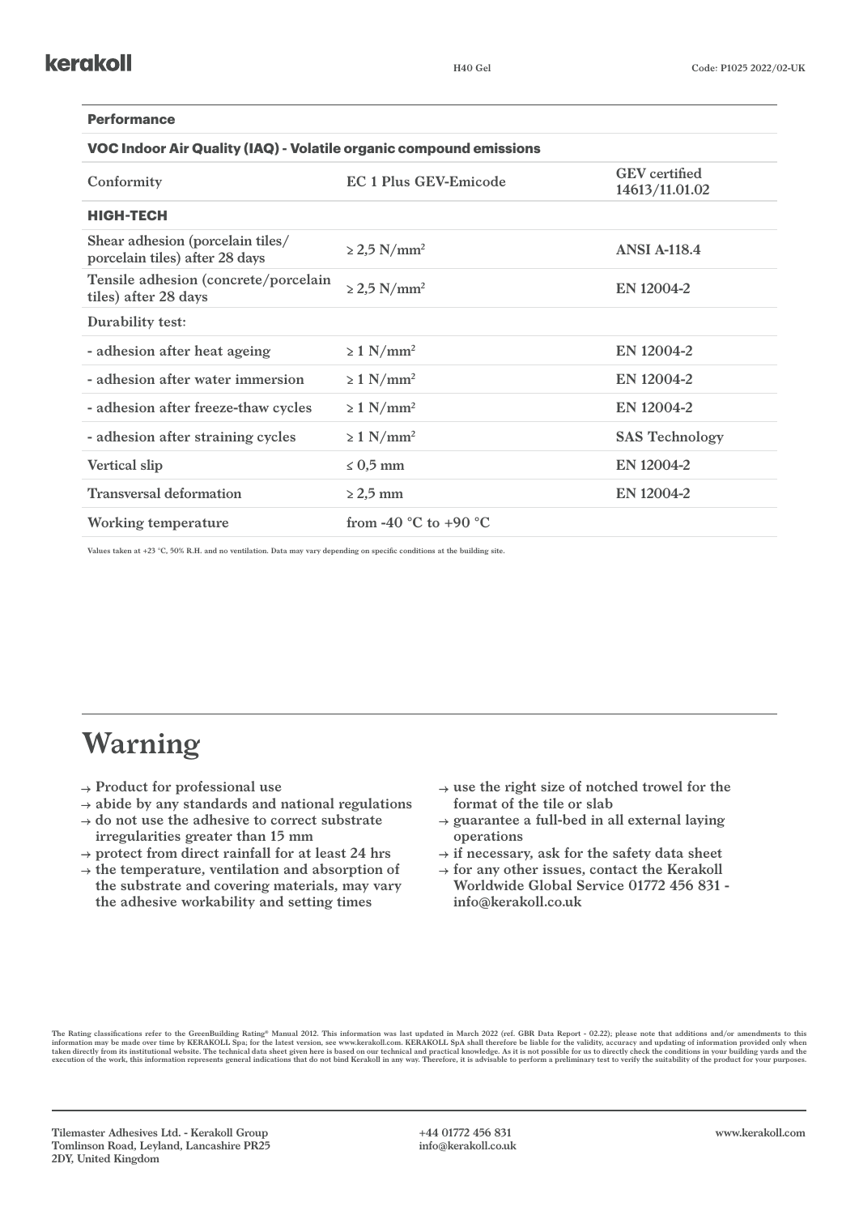| Performance | | |
| --- | --- | --- |
| **VOC Indoor Air Quality (IAQ) - Volatile organic compound emissions** | | |
| Conformity | EC 1 Plus GEV-Emicode | GEV certified 14613/11.01.02 |
| **HIGH-TECH** | | |
| Shear adhesion (porcelain tiles/ porcelain tiles) after 28 days | ≥ 2,5 N/mm² | ANSI A-118.4 |
| Tensile adhesion (concrete/porcelain tiles) after 28 days | ≥ 2,5 N/mm² | EN 12004-2 |
| Durability test: | | |
| - adhesion after heat ageing | ≥ 1 N/mm² | EN 12004-2 |
| - adhesion after water immersion | ≥ 1 N/mm² | EN 12004-2 |
| - adhesion after freeze-thaw cycles | ≥ 1 N/mm² | EN 12004-2 |
| - adhesion after straining cycles | ≥ 1 N/mm² | SAS Technology |
| Vertical slip | ≤ 0,5 mm | EN 12004-2 |
| Transversal deformation | ≥ 2,5 mm | EN 12004-2 |
| Working temperature | from -40 °C to +90 °C | |

Values taken at +23 °C, 50% R.H. and no ventilation. Data may vary depending on specific conditions at the building site.

# Warning

- → Product for professional use
- → abide by any standards and national regulations
- → do not use the adhesive to correct substrate irregularities greater than 15 mm
- → protect from direct rainfall for at least 24 hrs
- → the temperature, ventilation and absorption of the substrate and covering materials, may vary the adhesive workability and setting times
- → use the right size of notched trowel for the format of the tile or slab
- → guarantee a full-bed in all external laying operations
- → if necessary, ask for the safety data sheet
- → for any other issues, contact the Kerakoll Worldwide Global Service 01772 456 831 - info@kerakoll.co.uk

The Rating classifications refer to the GreenBuilding Rating® Manual 2012. This information was last updated in March 2022 (ref. GBR Data Report - 02.22); please note that additions and/or amendments to this information may be made over time by KERAKOLL Spa; for the latest version, see www.kerakoll.com. KERAKOLL SpA shall therefore be liable for the validity, accuracy and updating of information provided only when taken directly from its institutional website. The technical data sheet given here is based on our technical and practical knowledge. As it is not possible for us to directly check the conditions in your building yards and the execution of the work, this information represents general indications that do not bind Kerakoll in any way. Therefore, it is advisable to perform a preliminary test to verify the suitability of the product for your purposes.

Tilemaster Adhesives Ltd. - Kerakoll Group
Tomlinson Road, Leyland, Lancashire PR25 2DY, United Kingdom

+44 01772 456 831
info@kerakoll.co.uk

www.kerakoll.com